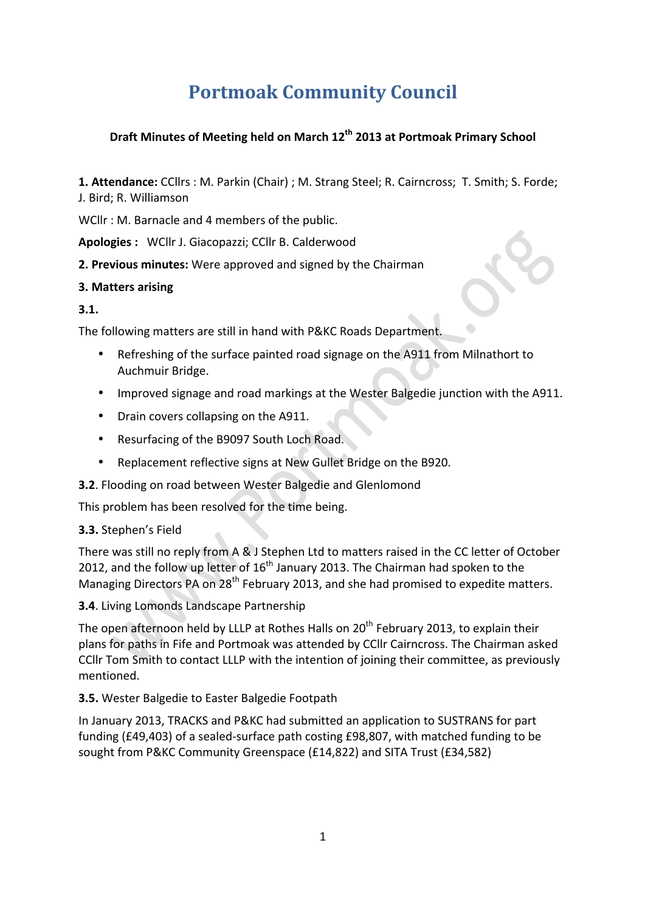# Portmoak Community Council

**Draft Minutes of Meeting held on March 12th 2013 at Portmoak Primary School**

**1. Attendance:** CCllrs : M. Parkin (Chair) ; M. Strang Steel; R. Cairncross; T. Smith; S. Forde; J. Bird; R. Williamson

WCllr : M. Barnacle and 4 members of the public.

**Apologies :** WCllr J. Giacopazzi; CCllr B. Calderwood

**2. Previous minutes:** Were approved and signed by the Chairman

**3. Matters arising**

**3.1.**

The following matters are still in hand with P&KC Roads Department.

- Refreshing of the surface painted road signage on the A911 from Milnathort to Auchmuir Bridge.
- Improved signage and road markings at the Wester Balgedie junction with the A911.
- Drain covers collapsing on the A911.
- Resurfacing of the B9097 South Loch Road.
- Replacement reflective signs at New Gullet Bridge on the B920.

**3.2**. Flooding on road between Wester Balgedie and Glenlomond

This problem has been resolved for the time being.

**3.3.** Stephen's Field

There was still no reply from A & J Stephen Ltd to matters raised in the CC letter of October 2012, and the follow up letter of 16th January 2013. The Chairman had spoken to the Managing Directors PA on 28th February 2013, and she had promised to expedite matters.

**3.4**. Living Lomonds Landscape Partnership

The open afternoon held by LLLP at Rothes Halls on 20th February 2013, to explain their plans for paths in Fife and Portmoak was attended by CCllr Cairncross. The Chairman asked CCllr Tom Smith to contact LLLP with the intention of joining their committee, as previously mentioned.

**3.5.** Wester Balgedie to Easter Balgedie Footpath

In January 2013, TRACKS and P&KC had submitted an application to SUSTRANS for part funding (£49,403) of a sealed-surface path costing £98,807, with matched funding to be sought from P&KC Community Greenspace (£14,822) and SITA Trust (£34,582)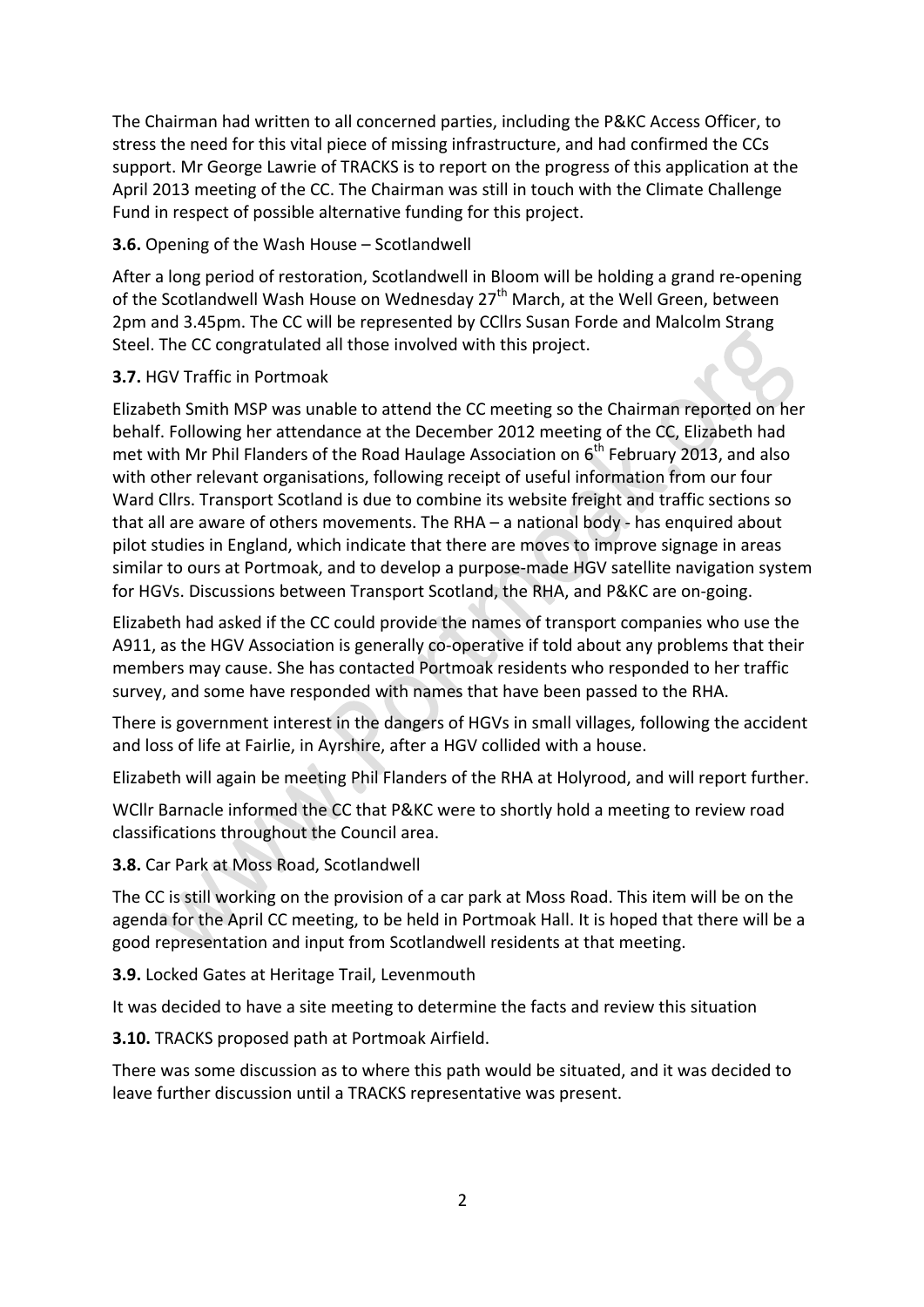The Chairman had written to all concerned parties, including the P&KC Access Officer, to stress the need for this vital piece of missing infrastructure, and had confirmed the CCs support. Mr George Lawrie of TRACKS is to report on the progress of this application at the April 2013 meeting of the CC. The Chairman was still in touch with the Climate Challenge Fund in respect of possible alternative funding for this project.

**3.6.** Opening of the Wash House – Scotlandwell

After a long period of restoration, Scotlandwell in Bloom will be holding a grand re-opening of the Scotlandwell Wash House on Wednesday 27th March, at the Well Green, between 2pm and 3.45pm. The CC will be represented by CCllrs Susan Forde and Malcolm Strang Steel. The CC congratulated all those involved with this project.

**3.7.** HGV Traffic in Portmoak

Elizabeth Smith MSP was unable to attend the CC meeting so the Chairman reported on her behalf. Following her attendance at the December 2012 meeting of the CC, Elizabeth had met with Mr Phil Flanders of the Road Haulage Association on 6th February 2013, and also with other relevant organisations, following receipt of useful information from our four Ward Cllrs. Transport Scotland is due to combine its website freight and traffic sections so that all are aware of others movements. The RHA – a national body - has enquired about pilot studies in England, which indicate that there are moves to improve signage in areas similar to ours at Portmoak, and to develop a purpose-made HGV satellite navigation system for HGVs. Discussions between Transport Scotland, the RHA, and P&KC are on-going.

Elizabeth had asked if the CC could provide the names of transport companies who use the A911, as the HGV Association is generally co-operative if told about any problems that their members may cause. She has contacted Portmoak residents who responded to her traffic survey, and some have responded with names that have been passed to the RHA.

There is government interest in the dangers of HGVs in small villages, following the accident and loss of life at Fairlie, in Ayrshire, after a HGV collided with a house.

Elizabeth will again be meeting Phil Flanders of the RHA at Holyrood, and will report further.

WCllr Barnacle informed the CC that P&KC were to shortly hold a meeting to review road classifications throughout the Council area.

**3.8.** Car Park at Moss Road, Scotlandwell

The CC is still working on the provision of a car park at Moss Road. This item will be on the agenda for the April CC meeting, to be held in Portmoak Hall. It is hoped that there will be a good representation and input from Scotlandwell residents at that meeting.

**3.9.** Locked Gates at Heritage Trail, Levenmouth

It was decided to have a site meeting to determine the facts and review this situation

**3.10.** TRACKS proposed path at Portmoak Airfield.

There was some discussion as to where this path would be situated, and it was decided to leave further discussion until a TRACKS representative was present.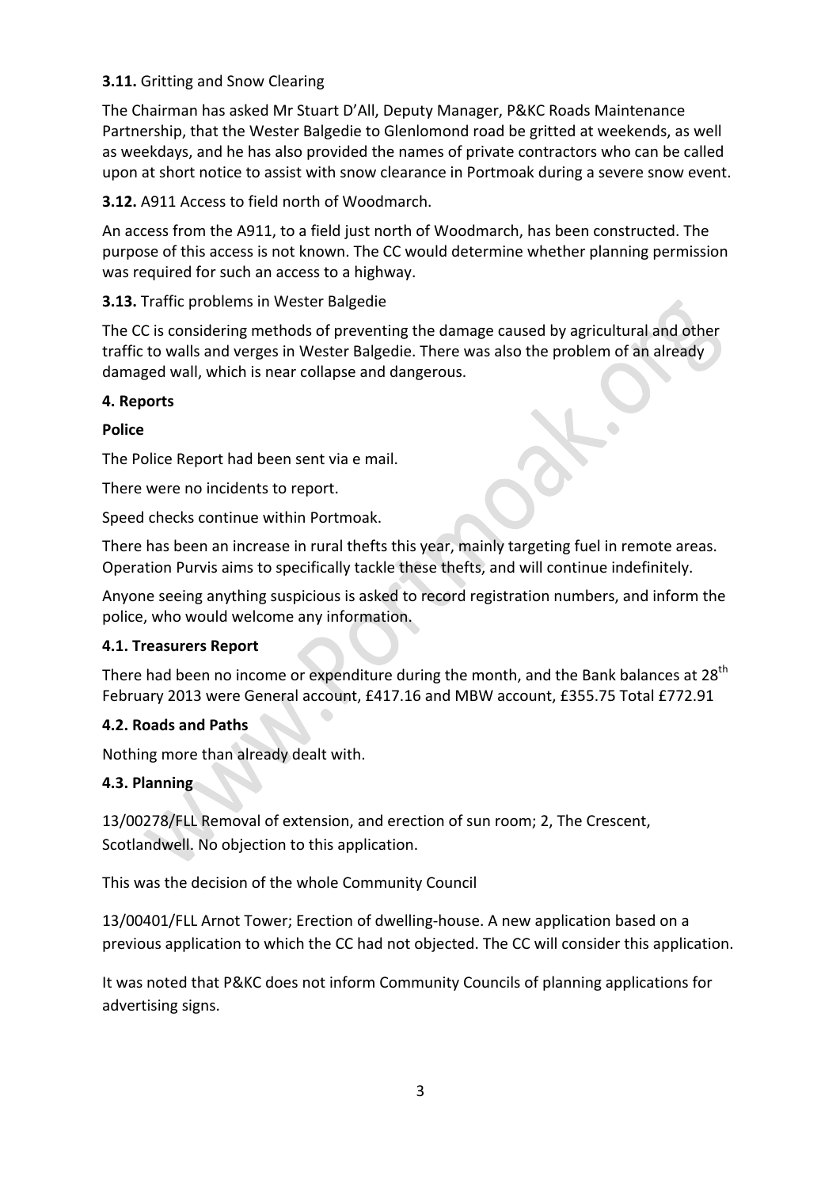**3.11.** Gritting and Snow Clearing

The Chairman has asked Mr Stuart D'All, Deputy Manager, P&KC Roads Maintenance Partnership, that the Wester Balgedie to Glenlomond road be gritted at weekends, as well as weekdays, and he has also provided the names of private contractors who can be called upon at short notice to assist with snow clearance in Portmoak during a severe snow event.

**3.12.** A911 Access to field north of Woodmarch.

An access from the A911, to a field just north of Woodmarch, has been constructed. The purpose of this access is not known. The CC would determine whether planning permission was required for such an access to a highway.

**3.13.** Traffic problems in Wester Balgedie

The CC is considering methods of preventing the damage caused by agricultural and other traffic to walls and verges in Wester Balgedie. There was also the problem of an already damaged wall, which is near collapse and dangerous.

**4. Reports**

**Police**

The Police Report had been sent via e mail.

There were no incidents to report.

Speed checks continue within Portmoak.

There has been an increase in rural thefts this year, mainly targeting fuel in remote areas. Operation Purvis aims to specifically tackle these thefts, and will continue indefinitely.

Anyone seeing anything suspicious is asked to record registration numbers, and inform the police, who would welcome any information.

**4.1. Treasurers Report**

There had been no income or expenditure during the month, and the Bank balances at 28th February 2013 were General account, £417.16 and MBW account, £355.75 Total £772.91

**4.2. Roads and Paths**

Nothing more than already dealt with.

**4.3. Planning**

13/00278/FLL Removal of extension, and erection of sun room; 2, The Crescent, Scotlandwell. No objection to this application.

This was the decision of the whole Community Council

13/00401/FLL Arnot Tower; Erection of dwelling-house. A new application based on a previous application to which the CC had not objected. The CC will consider this application.

It was noted that P&KC does not inform Community Councils of planning applications for advertising signs.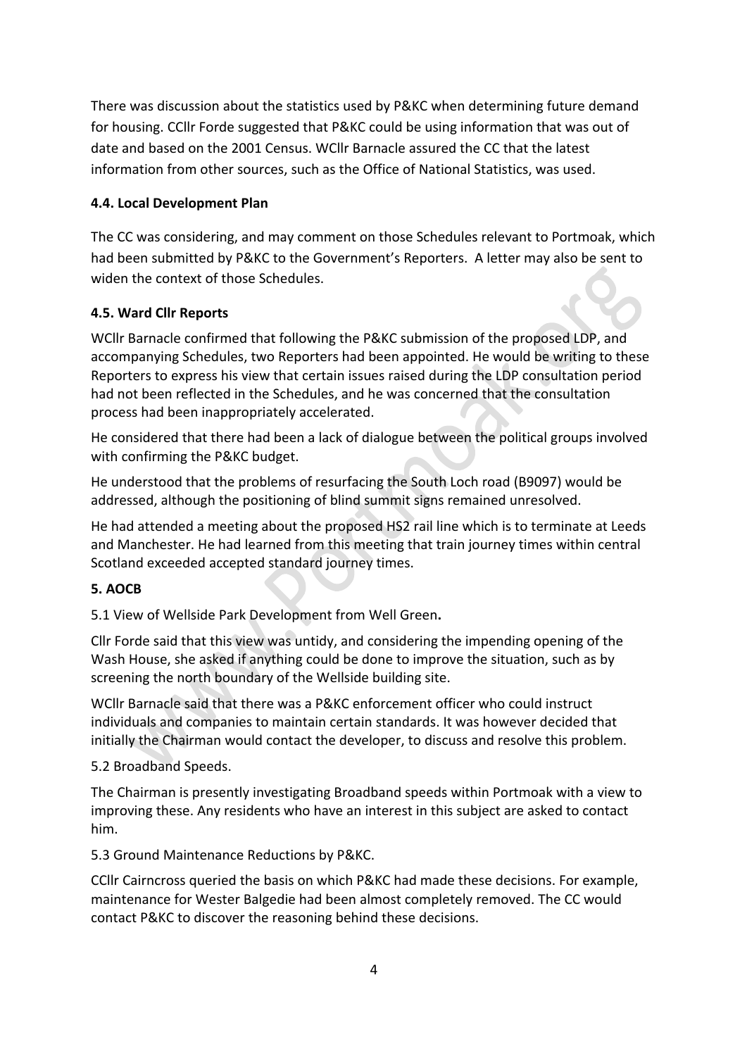There was discussion about the statistics used by P&KC when determining future demand for housing. CCllr Forde suggested that P&KC could be using information that was out of date and based on the 2001 Census. WCllr Barnacle assured the CC that the latest information from other sources, such as the Office of National Statistics, was used.

**4.4. Local Development Plan**

The CC was considering, and may comment on those Schedules relevant to Portmoak, which had been submitted by P&KC to the Government's Reporters. A letter may also be sent to widen the context of those Schedules.

**4.5. Ward Cllr Reports**

WCllr Barnacle confirmed that following the P&KC submission of the proposed LDP, and accompanying Schedules, two Reporters had been appointed. He would be writing to these Reporters to express his view that certain issues raised during the LDP consultation period had not been reflected in the Schedules, and he was concerned that the consultation process had been inappropriately accelerated.

He considered that there had been a lack of dialogue between the political groups involved with confirming the P&KC budget.

He understood that the problems of resurfacing the South Loch road (B9097) would be addressed, although the positioning of blind summit signs remained unresolved.

He had attended a meeting about the proposed HS2 rail line which is to terminate at Leeds and Manchester. He had learned from this meeting that train journey times within central Scotland exceeded accepted standard journey times.

**5. AOCB**

5.1 View of Wellside Park Development from Well Green**.**

Cllr Forde said that this view was untidy, and considering the impending opening of the Wash House, she asked if anything could be done to improve the situation, such as by screening the north boundary of the Wellside building site.

WCllr Barnacle said that there was a P&KC enforcement officer who could instruct individuals and companies to maintain certain standards. It was however decided that initially the Chairman would contact the developer, to discuss and resolve this problem.

5.2 Broadband Speeds.

The Chairman is presently investigating Broadband speeds within Portmoak with a view to improving these. Any residents who have an interest in this subject are asked to contact him.

5.3 Ground Maintenance Reductions by P&KC.

CCllr Cairncross queried the basis on which P&KC had made these decisions. For example, maintenance for Wester Balgedie had been almost completely removed. The CC would contact P&KC to discover the reasoning behind these decisions.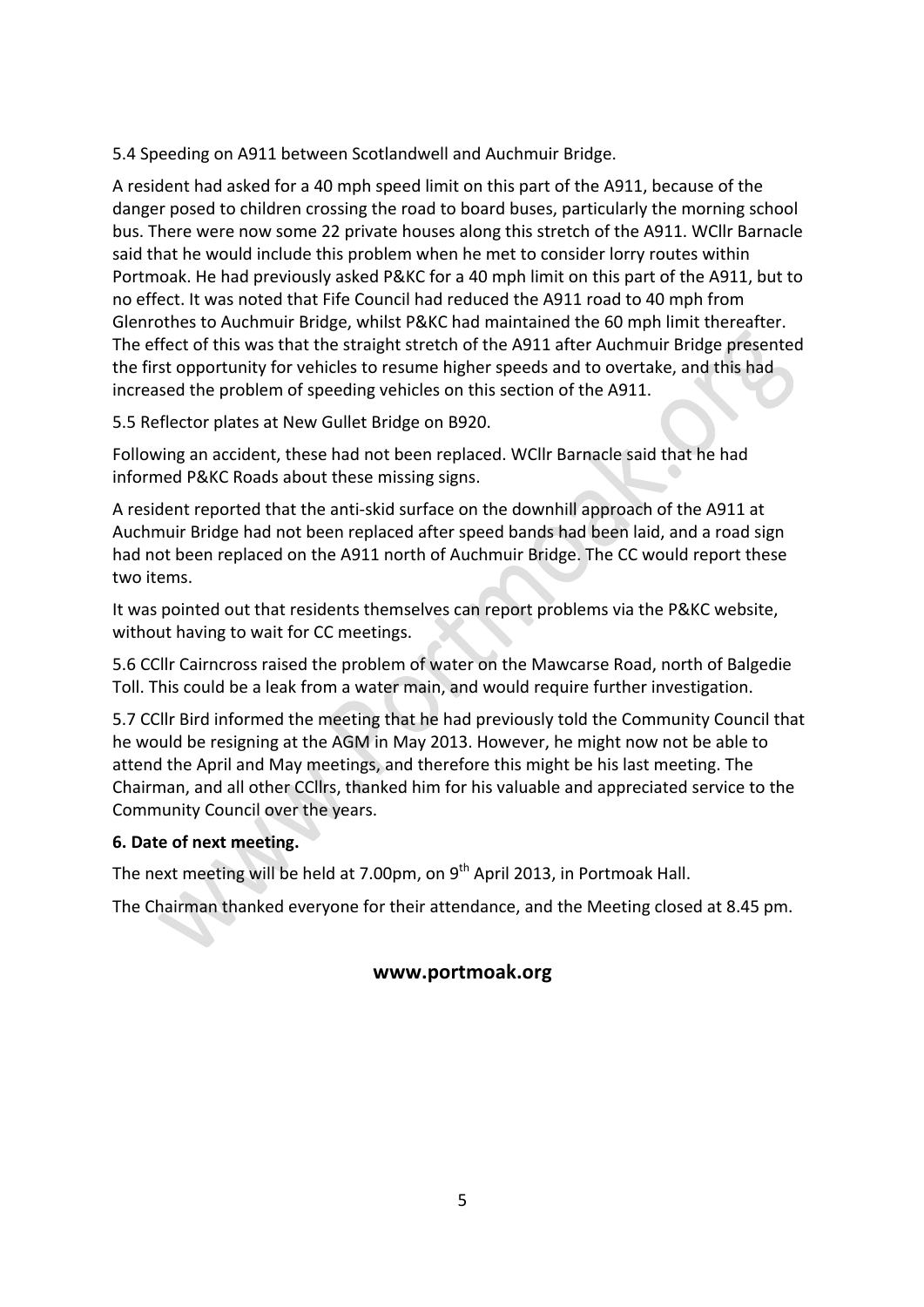5.4 Speeding on A911 between Scotlandwell and Auchmuir Bridge.

A resident had asked for a 40 mph speed limit on this part of the A911, because of the danger posed to children crossing the road to board buses, particularly the morning school bus. There were now some 22 private houses along this stretch of the A911. WCllr Barnacle said that he would include this problem when he met to consider lorry routes within Portmoak. He had previously asked P&KC for a 40 mph limit on this part of the A911, but to no effect. It was noted that Fife Council had reduced the A911 road to 40 mph from Glenrothes to Auchmuir Bridge, whilst P&KC had maintained the 60 mph limit thereafter. The effect of this was that the straight stretch of the A911 after Auchmuir Bridge presented the first opportunity for vehicles to resume higher speeds and to overtake, and this had increased the problem of speeding vehicles on this section of the A911.

5.5 Reflector plates at New Gullet Bridge on B920.

Following an accident, these had not been replaced. WCllr Barnacle said that he had informed P&KC Roads about these missing signs.

A resident reported that the anti-skid surface on the downhill approach of the A911 at Auchmuir Bridge had not been replaced after speed bands had been laid, and a road sign had not been replaced on the A911 north of Auchmuir Bridge. The CC would report these two items.

It was pointed out that residents themselves can report problems via the P&KC website, without having to wait for CC meetings.

5.6 CCllr Cairncross raised the problem of water on the Mawcarse Road, north of Balgedie Toll. This could be a leak from a water main, and would require further investigation.

5.7 CCllr Bird informed the meeting that he had previously told the Community Council that he would be resigning at the AGM in May 2013. However, he might now not be able to attend the April and May meetings, and therefore this might be his last meeting. The Chairman, and all other CCllrs, thanked him for his valuable and appreciated service to the Community Council over the years.

**6. Date of next meeting.**

The next meeting will be held at 7.00pm, on 9th April 2013, in Portmoak Hall.

The Chairman thanked everyone for their attendance, and the Meeting closed at 8.45 pm.

**www.portmoak.org**